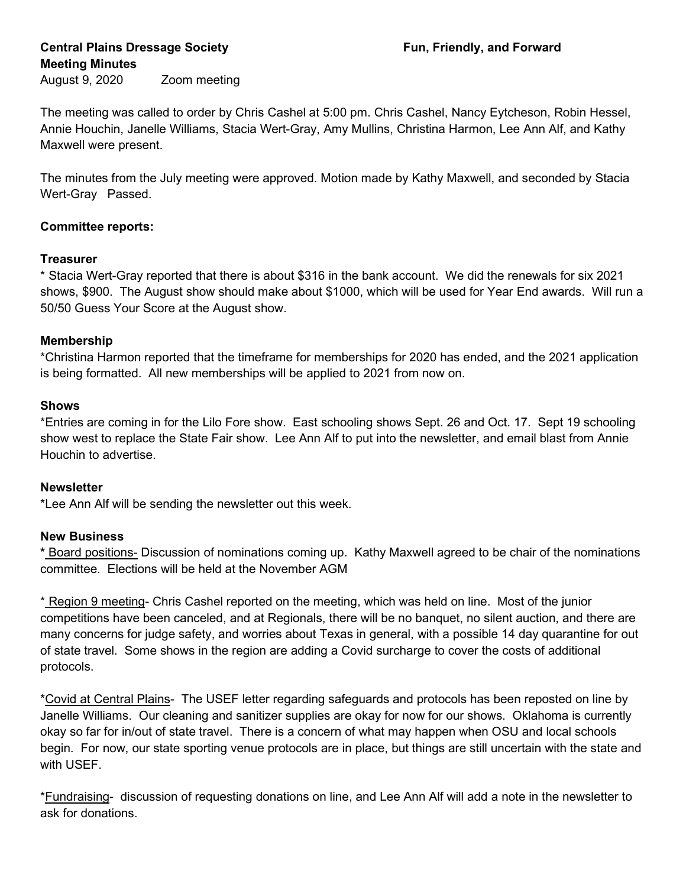**Central Plains Dressage Society** **Fun, Friendly, and Forward**

**Meeting Minutes**

August 9, 2020 Zoom meeting

The meeting was called to order by Chris Cashel at 5:00 pm. Chris Cashel, Nancy Eytcheson, Robin Hessel, Annie Houchin, Janelle Williams, Stacia Wert-Gray, Amy Mullins, Christina Harmon, Lee Ann Alf, and Kathy Maxwell were present.

The minutes from the July meeting were approved. Motion made by Kathy Maxwell, and seconded by Stacia Wert-Gray Passed.

**Committee reports:**

**Treasurer**

* Stacia Wert-Gray reported that there is about $316 in the bank account. We did the renewals for six 2021 shows, $900. The August show should make about $1000, which will be used for Year End awards. Will run a 50/50 Guess Your Score at the August show.

**Membership**

*Christina Harmon reported that the timeframe for memberships for 2020 has ended, and the 2021 application is being formatted. All new memberships will be applied to 2021 from now on.

**Shows**

*Entries are coming in for the Lilo Fore show. East schooling shows Sept. 26 and Oct. 17. Sept 19 schooling show west to replace the State Fair show. Lee Ann Alf to put into the newsletter, and email blast from Annie Houchin to advertise.

**Newsletter**

*Lee Ann Alf will be sending the newsletter out this week.

**New Business**

**\*** Board positions- Discussion of nominations coming up. Kathy Maxwell agreed to be chair of the nominations committee. Elections will be held at the November AGM

* Region 9 meeting- Chris Cashel reported on the meeting, which was held on line. Most of the junior competitions have been canceled, and at Regionals, there will be no banquet, no silent auction, and there are many concerns for judge safety, and worries about Texas in general, with a possible 14 day quarantine for out of state travel. Some shows in the region are adding a Covid surcharge to cover the costs of additional protocols.

*Covid at Central Plains- The USEF letter regarding safeguards and protocols has been reposted on line by Janelle Williams. Our cleaning and sanitizer supplies are okay for now for our shows. Oklahoma is currently okay so far for in/out of state travel. There is a concern of what may happen when OSU and local schools begin. For now, our state sporting venue protocols are in place, but things are still uncertain with the state and with USEF.

*Fundraising- discussion of requesting donations on line, and Lee Ann Alf will add a note in the newsletter to ask for donations.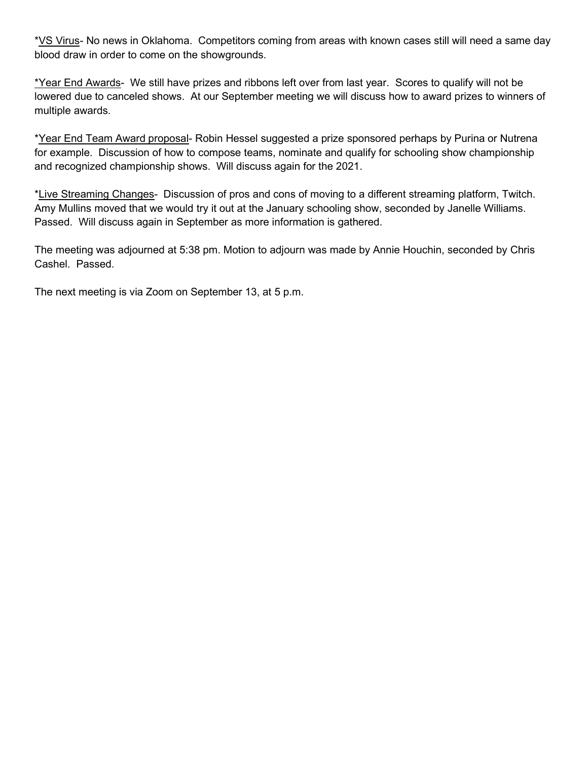*<u>VS Virus</u>- No news in Oklahoma. Competitors coming from areas with known cases still will need a same day blood draw in order to come on the showgrounds.

<u>*Year End Awards</u>- We still have prizes and ribbons left over from last year. Scores to qualify will not be lowered due to canceled shows. At our September meeting we will discuss how to award prizes to winners of multiple awards.

*<u>Year End Team Award proposal</u>- Robin Hessel suggested a prize sponsored perhaps by Purina or Nutrena for example. Discussion of how to compose teams, nominate and qualify for schooling show championship and recognized championship shows. Will discuss again for the 2021.

*<u>Live Streaming Changes</u>- Discussion of pros and cons of moving to a different streaming platform, Twitch. Amy Mullins moved that we would try it out at the January schooling show, seconded by Janelle Williams. Passed. Will discuss again in September as more information is gathered.

The meeting was adjourned at 5:38 pm. Motion to adjourn was made by Annie Houchin, seconded by Chris Cashel. Passed.

The next meeting is via Zoom on September 13, at 5 p.m.